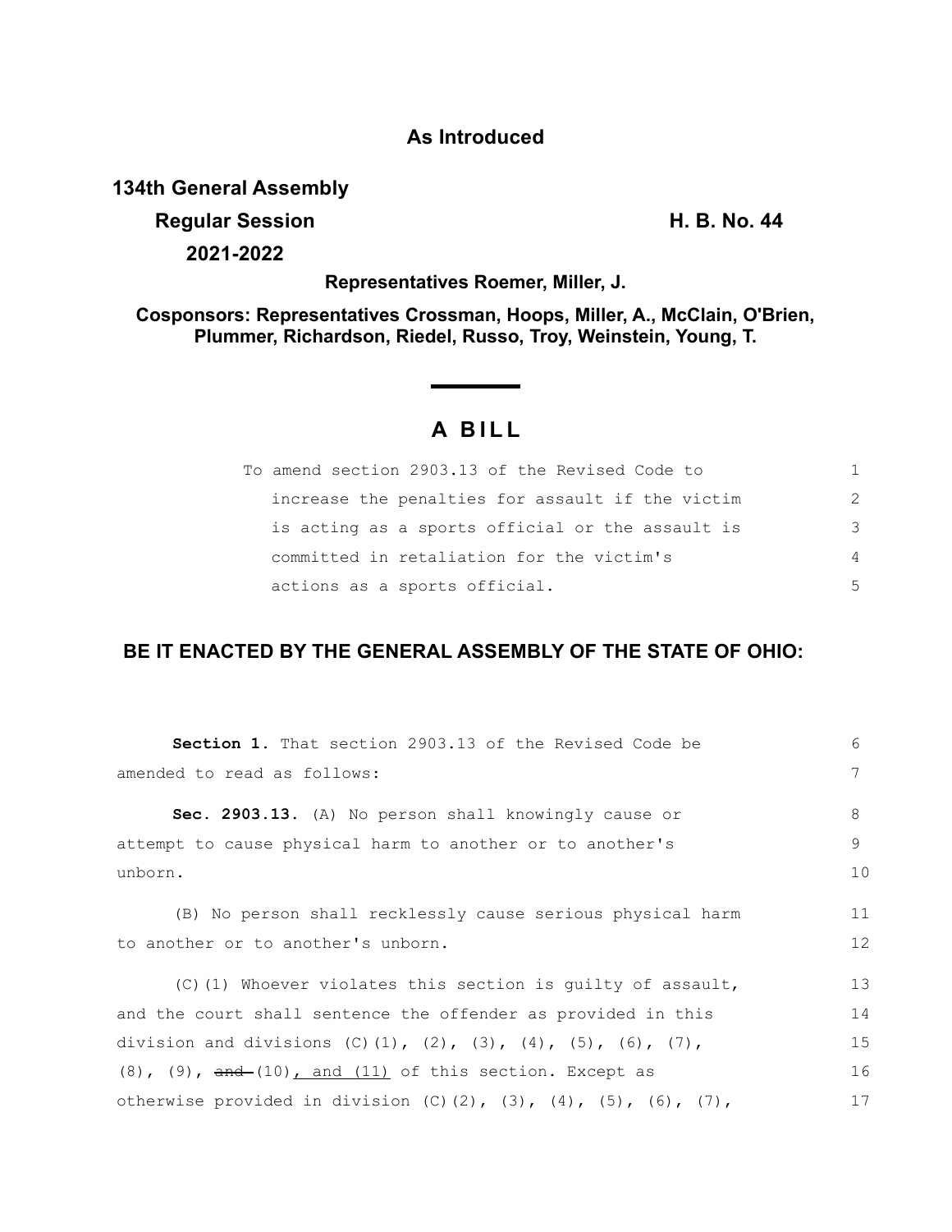**As Introduced**

**134th General Assembly**

**Regular Session** **H. B. No. 44**

**2021-2022**

**Representatives Roemer, Miller, J.**

**Cosponsors: Representatives Crossman, Hoops, Miller, A., McClain, O'Brien, Plummer, Richardson, Riedel, Russo, Troy, Weinstein, Young, T.**

# A BILL

To amend section 2903.13 of the Revised Code to increase the penalties for assault if the victim is acting as a sports official or the assault is committed in retaliation for the victim's actions as a sports official.

## BE IT ENACTED BY THE GENERAL ASSEMBLY OF THE STATE OF OHIO:

**Section 1.** That section 2903.13 of the Revised Code be amended to read as follows:

**Sec. 2903.13.** (A) No person shall knowingly cause or attempt to cause physical harm to another or to another's unborn.

(B) No person shall recklessly cause serious physical harm to another or to another's unborn.

(C)(1) Whoever violates this section is guilty of assault, and the court shall sentence the offender as provided in this division and divisions (C)(1), (2), (3), (4), (5), (6), (7), (8), (9), ~~and~~ (10), and (11) of this section. Except as otherwise provided in division (C)(2), (3), (4), (5), (6), (7),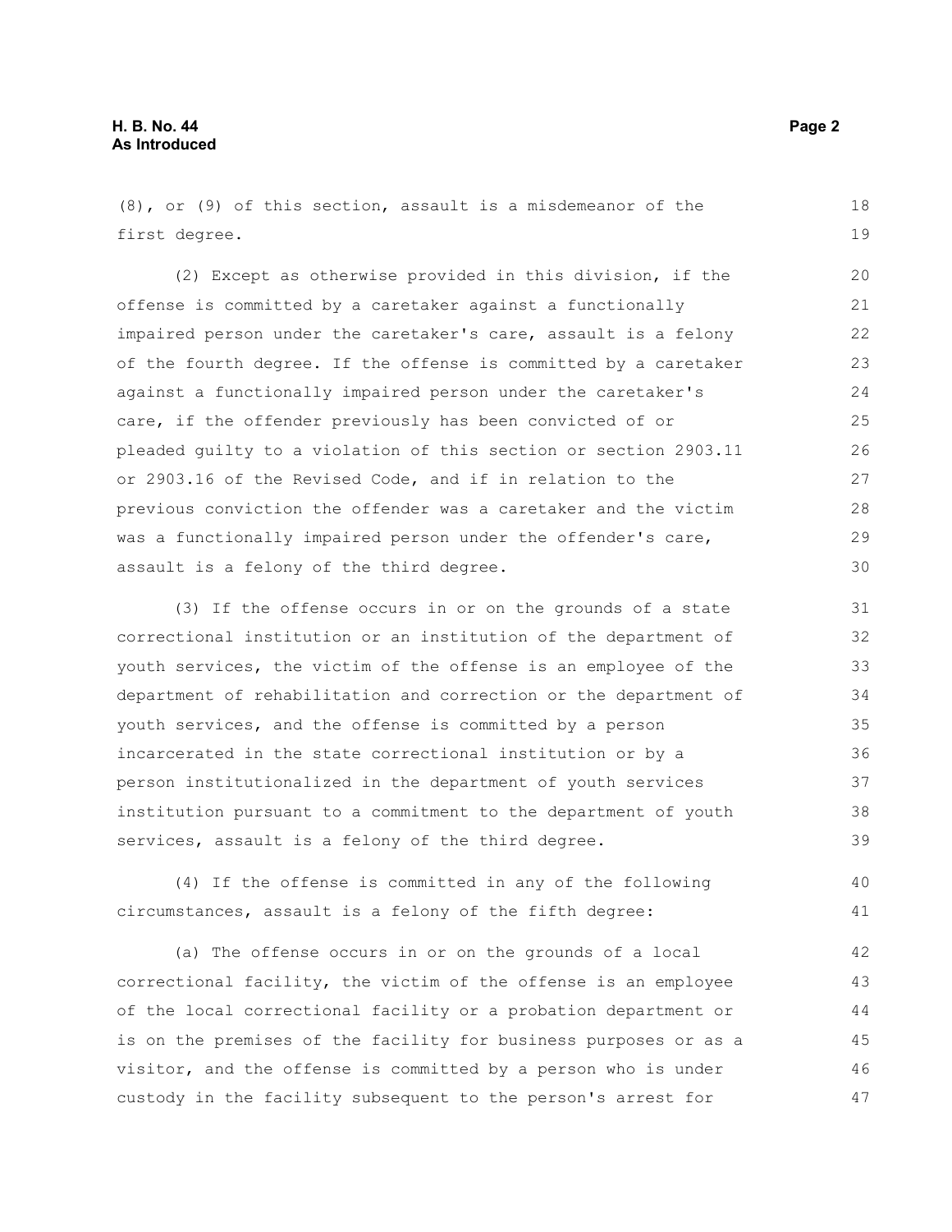(8), or (9) of this section, assault is a misdemeanor of the first degree.

(2) Except as otherwise provided in this division, if the offense is committed by a caretaker against a functionally impaired person under the caretaker's care, assault is a felony of the fourth degree. If the offense is committed by a caretaker against a functionally impaired person under the caretaker's care, if the offender previously has been convicted of or pleaded guilty to a violation of this section or section 2903.11 or 2903.16 of the Revised Code, and if in relation to the previous conviction the offender was a caretaker and the victim was a functionally impaired person under the offender's care, assault is a felony of the third degree.

(3) If the offense occurs in or on the grounds of a state correctional institution or an institution of the department of youth services, the victim of the offense is an employee of the department of rehabilitation and correction or the department of youth services, and the offense is committed by a person incarcerated in the state correctional institution or by a person institutionalized in the department of youth services institution pursuant to a commitment to the department of youth services, assault is a felony of the third degree.

(4) If the offense is committed in any of the following circumstances, assault is a felony of the fifth degree:

(a) The offense occurs in or on the grounds of a local correctional facility, the victim of the offense is an employee of the local correctional facility or a probation department or is on the premises of the facility for business purposes or as a visitor, and the offense is committed by a person who is under custody in the facility subsequent to the person's arrest for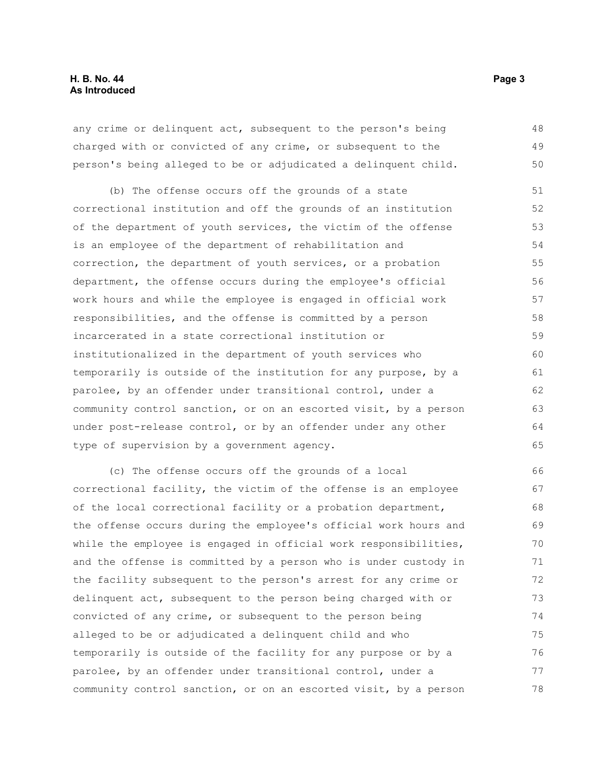any crime or delinquent act, subsequent to the person's being charged with or convicted of any crime, or subsequent to the person's being alleged to be or adjudicated a delinquent child.

(b) The offense occurs off the grounds of a state correctional institution and off the grounds of an institution of the department of youth services, the victim of the offense is an employee of the department of rehabilitation and correction, the department of youth services, or a probation department, the offense occurs during the employee's official work hours and while the employee is engaged in official work responsibilities, and the offense is committed by a person incarcerated in a state correctional institution or institutionalized in the department of youth services who temporarily is outside of the institution for any purpose, by a parolee, by an offender under transitional control, under a community control sanction, or on an escorted visit, by a person under post-release control, or by an offender under any other type of supervision by a government agency.

(c) The offense occurs off the grounds of a local correctional facility, the victim of the offense is an employee of the local correctional facility or a probation department, the offense occurs during the employee's official work hours and while the employee is engaged in official work responsibilities, and the offense is committed by a person who is under custody in the facility subsequent to the person's arrest for any crime or delinquent act, subsequent to the person being charged with or convicted of any crime, or subsequent to the person being alleged to be or adjudicated a delinquent child and who temporarily is outside of the facility for any purpose or by a parolee, by an offender under transitional control, under a community control sanction, or on an escorted visit, by a person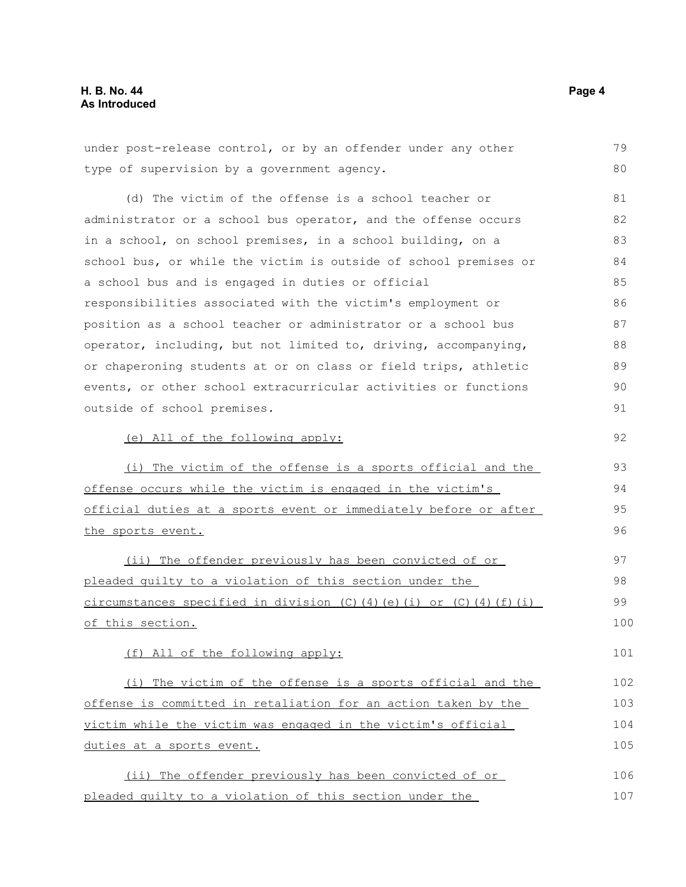under post-release control, or by an offender under any other type of supervision by a government agency.

(d) The victim of the offense is a school teacher or administrator or a school bus operator, and the offense occurs in a school, on school premises, in a school building, on a school bus, or while the victim is outside of school premises or a school bus and is engaged in duties or official responsibilities associated with the victim's employment or position as a school teacher or administrator or a school bus operator, including, but not limited to, driving, accompanying, or chaperoning students at or on class or field trips, athletic events, or other school extracurricular activities or functions outside of school premises.

(e) All of the following apply:

(i) The victim of the offense is a sports official and the offense occurs while the victim is engaged in the victim's official duties at a sports event or immediately before or after the sports event.

(ii) The offender previously has been convicted of or pleaded guilty to a violation of this section under the circumstances specified in division (C)(4)(e)(i) or (C)(4)(f)(i) of this section.

(f) All of the following apply:

(i) The victim of the offense is a sports official and the offense is committed in retaliation for an action taken by the victim while the victim was engaged in the victim's official duties at a sports event.

(ii) The offender previously has been convicted of or pleaded guilty to a violation of this section under the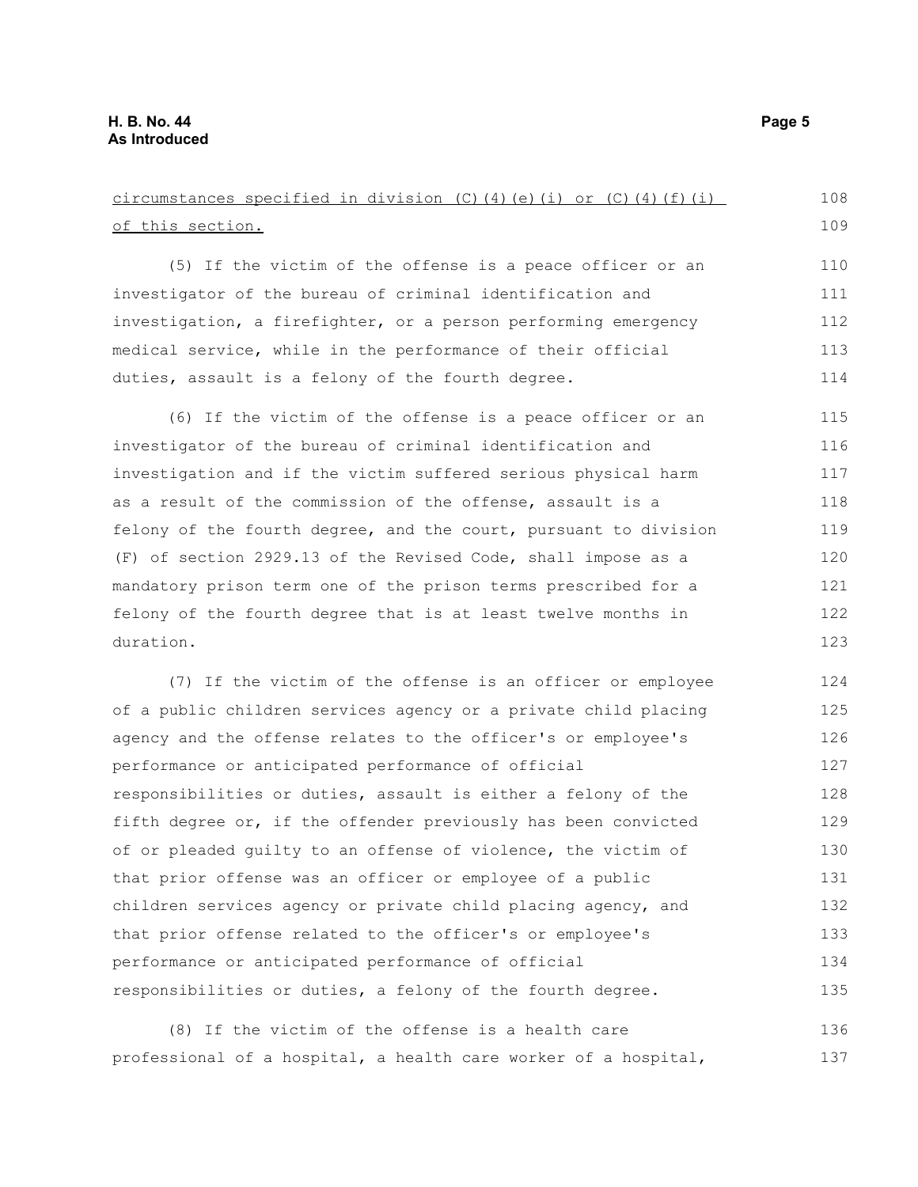circumstances specified in division (C)(4)(e)(i) or (C)(4)(f)(i) of this section.

(5) If the victim of the offense is a peace officer or an investigator of the bureau of criminal identification and investigation, a firefighter, or a person performing emergency medical service, while in the performance of their official duties, assault is a felony of the fourth degree.

(6) If the victim of the offense is a peace officer or an investigator of the bureau of criminal identification and investigation and if the victim suffered serious physical harm as a result of the commission of the offense, assault is a felony of the fourth degree, and the court, pursuant to division (F) of section 2929.13 of the Revised Code, shall impose as a mandatory prison term one of the prison terms prescribed for a felony of the fourth degree that is at least twelve months in duration.

(7) If the victim of the offense is an officer or employee of a public children services agency or a private child placing agency and the offense relates to the officer's or employee's performance or anticipated performance of official responsibilities or duties, assault is either a felony of the fifth degree or, if the offender previously has been convicted of or pleaded guilty to an offense of violence, the victim of that prior offense was an officer or employee of a public children services agency or private child placing agency, and that prior offense related to the officer's or employee's performance or anticipated performance of official responsibilities or duties, a felony of the fourth degree.

(8) If the victim of the offense is a health care professional of a hospital, a health care worker of a hospital,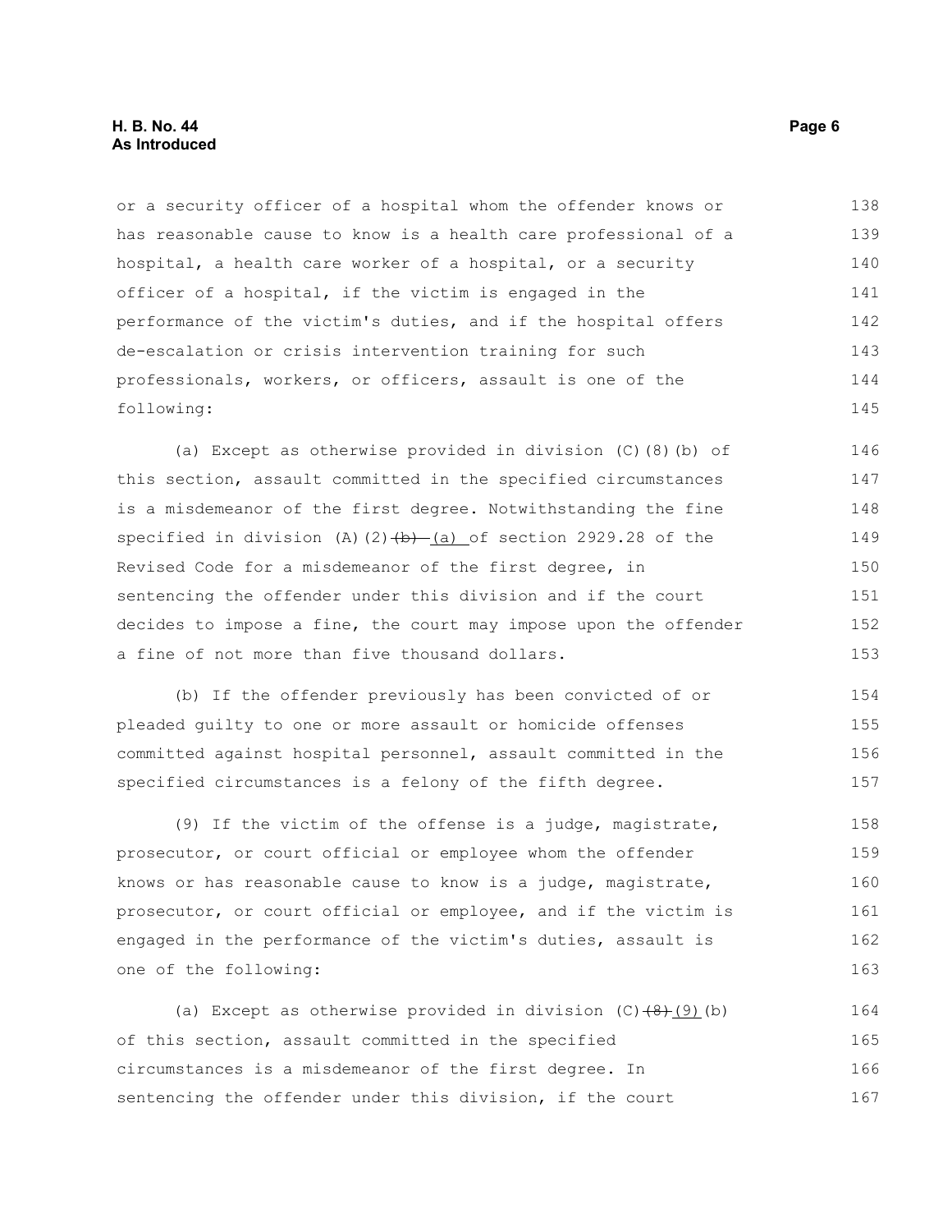or a security officer of a hospital whom the offender knows or has reasonable cause to know is a health care professional of a hospital, a health care worker of a hospital, or a security officer of a hospital, if the victim is engaged in the performance of the victim's duties, and if the hospital offers de-escalation or crisis intervention training for such professionals, workers, or officers, assault is one of the following:

(a) Except as otherwise provided in division (C)(8)(b) of this section, assault committed in the specified circumstances is a misdemeanor of the first degree. Notwithstanding the fine specified in division (A)(2)~~(b)~~ (a) of section 2929.28 of the Revised Code for a misdemeanor of the first degree, in sentencing the offender under this division and if the court decides to impose a fine, the court may impose upon the offender a fine of not more than five thousand dollars.

(b) If the offender previously has been convicted of or pleaded guilty to one or more assault or homicide offenses committed against hospital personnel, assault committed in the specified circumstances is a felony of the fifth degree.

(9) If the victim of the offense is a judge, magistrate, prosecutor, or court official or employee whom the offender knows or has reasonable cause to know is a judge, magistrate, prosecutor, or court official or employee, and if the victim is engaged in the performance of the victim's duties, assault is one of the following:

(a) Except as otherwise provided in division (C)~~(8)~~(9)(b) of this section, assault committed in the specified circumstances is a misdemeanor of the first degree. In sentencing the offender under this division, if the court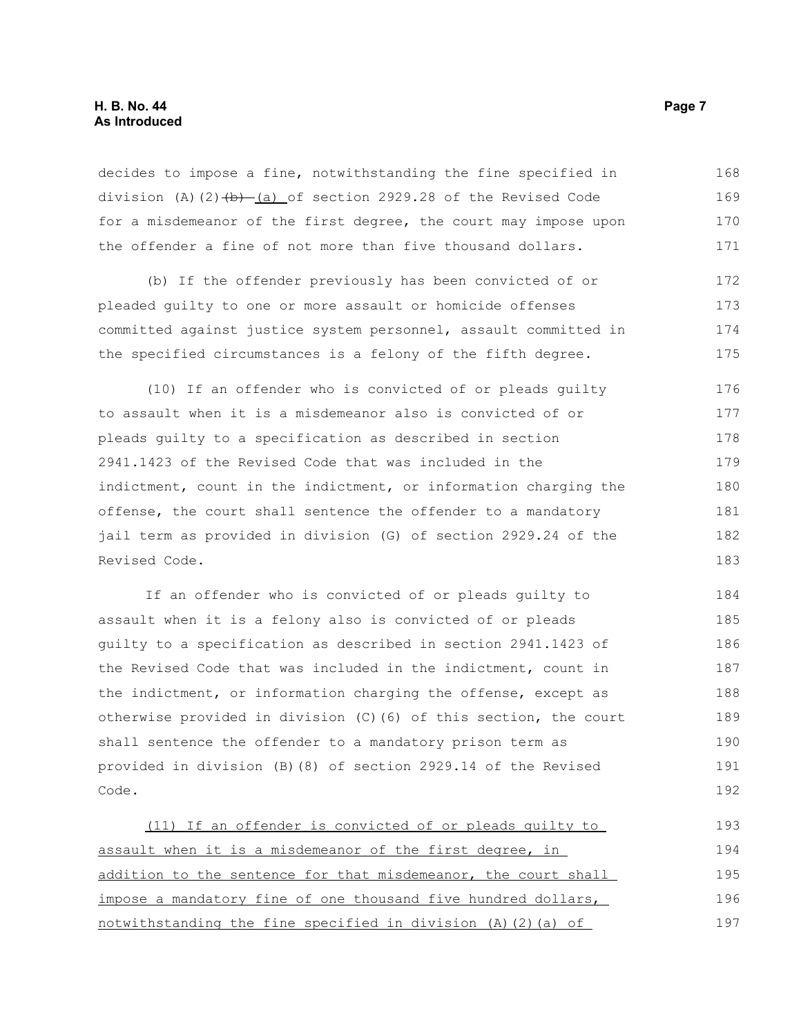decides to impose a fine, notwithstanding the fine specified in division (A)(2)~~(b)~~ (a) of section 2929.28 of the Revised Code for a misdemeanor of the first degree, the court may impose upon the offender a fine of not more than five thousand dollars.

(b) If the offender previously has been convicted of or pleaded guilty to one or more assault or homicide offenses committed against justice system personnel, assault committed in the specified circumstances is a felony of the fifth degree.

(10) If an offender who is convicted of or pleads guilty to assault when it is a misdemeanor also is convicted of or pleads guilty to a specification as described in section 2941.1423 of the Revised Code that was included in the indictment, count in the indictment, or information charging the offense, the court shall sentence the offender to a mandatory jail term as provided in division (G) of section 2929.24 of the Revised Code.

If an offender who is convicted of or pleads guilty to assault when it is a felony also is convicted of or pleads guilty to a specification as described in section 2941.1423 of the Revised Code that was included in the indictment, count in the indictment, or information charging the offense, except as otherwise provided in division (C)(6) of this section, the court shall sentence the offender to a mandatory prison term as provided in division (B)(8) of section 2929.14 of the Revised Code.

<u>(11) If an offender is convicted of or pleads guilty to assault when it is a misdemeanor of the first degree, in addition to the sentence for that misdemeanor, the court shall impose a mandatory fine of one thousand five hundred dollars, notwithstanding the fine specified in division (A)(2)(a) of</u>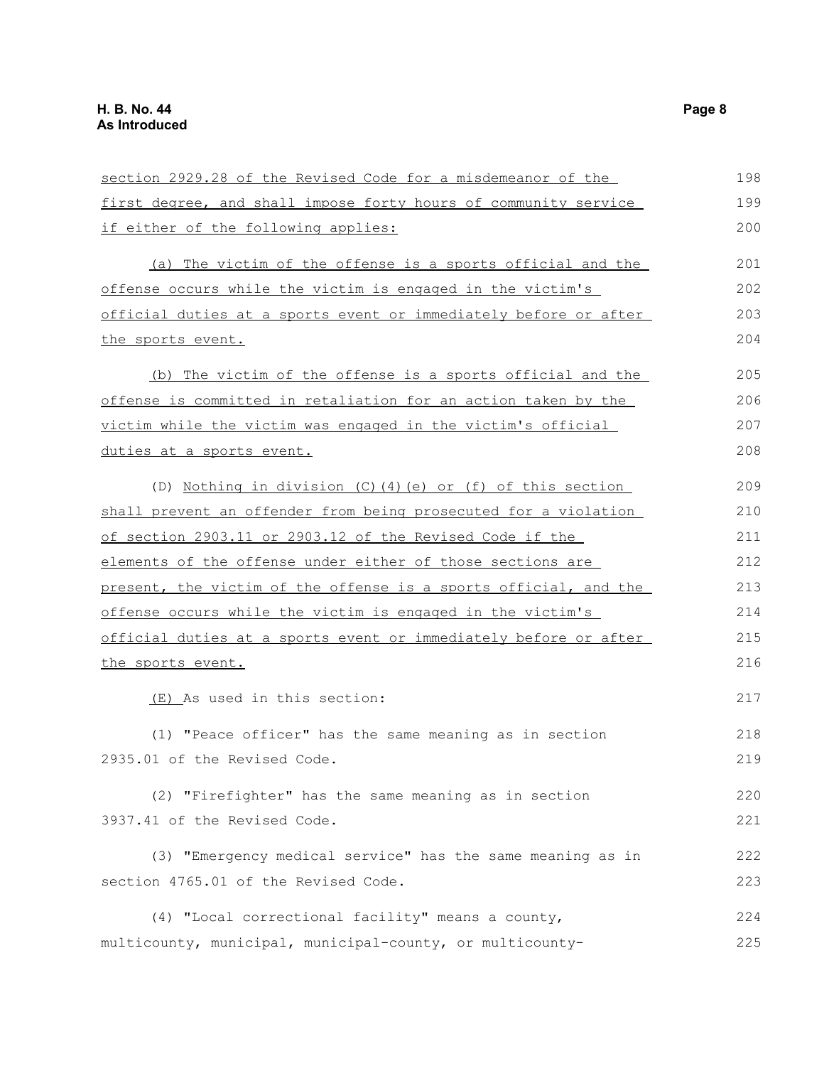section 2929.28 of the Revised Code for a misdemeanor of the first degree, and shall impose forty hours of community service if either of the following applies:

(a) The victim of the offense is a sports official and the offense occurs while the victim is engaged in the victim's official duties at a sports event or immediately before or after the sports event.

(b) The victim of the offense is a sports official and the offense is committed in retaliation for an action taken by the victim while the victim was engaged in the victim's official duties at a sports event.

(D) Nothing in division (C)(4)(e) or (f) of this section shall prevent an offender from being prosecuted for a violation of section 2903.11 or 2903.12 of the Revised Code if the elements of the offense under either of those sections are present, the victim of the offense is a sports official, and the offense occurs while the victim is engaged in the victim's official duties at a sports event or immediately before or after the sports event.

(E) As used in this section:

(1) "Peace officer" has the same meaning as in section 2935.01 of the Revised Code.

(2) "Firefighter" has the same meaning as in section 3937.41 of the Revised Code.

(3) "Emergency medical service" has the same meaning as in section 4765.01 of the Revised Code.

(4) "Local correctional facility" means a county, multicounty, municipal, municipal-county, or multicounty-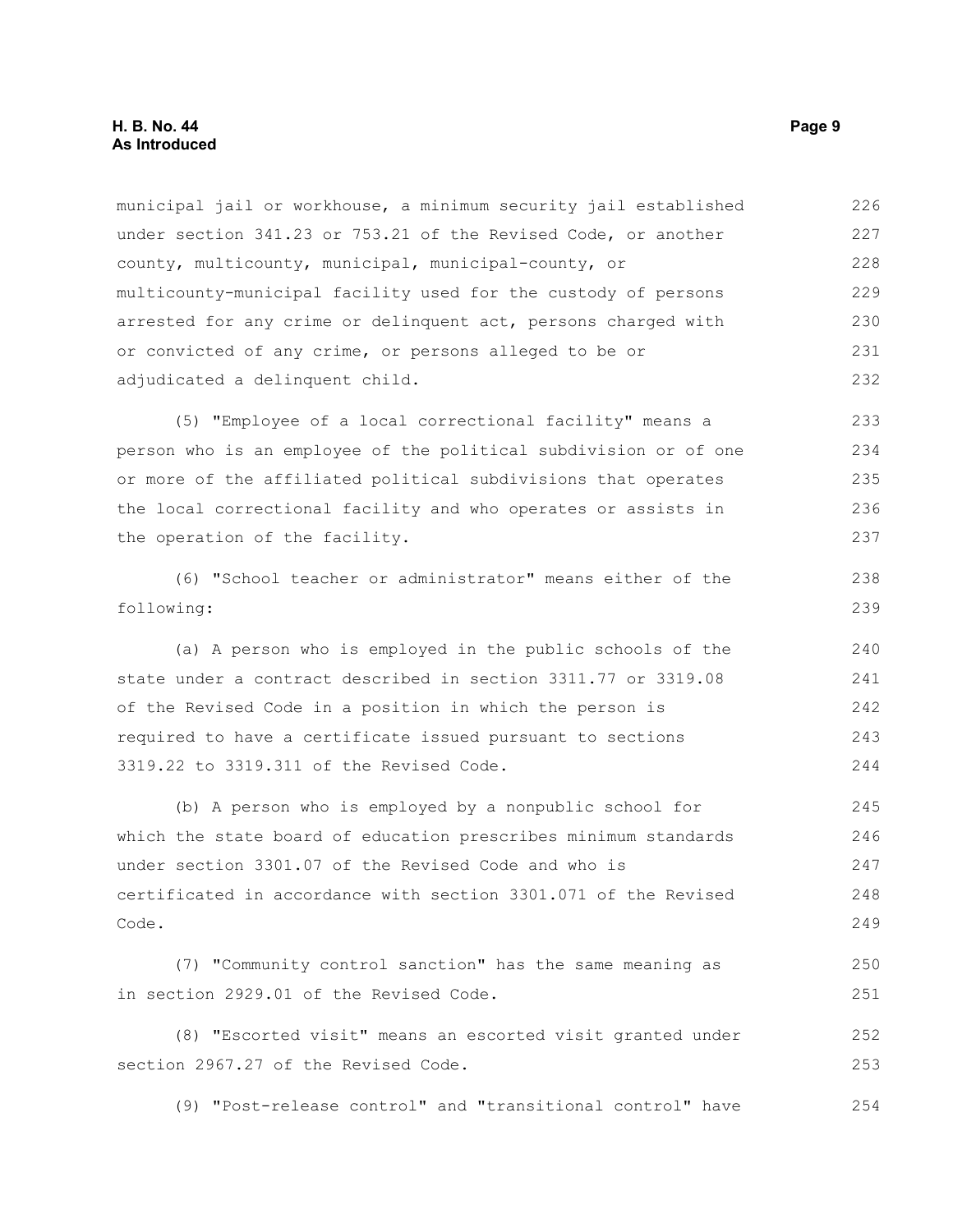municipal jail or workhouse, a minimum security jail established under section 341.23 or 753.21 of the Revised Code, or another county, multicounty, municipal, municipal-county, or multicounty-municipal facility used for the custody of persons arrested for any crime or delinquent act, persons charged with or convicted of any crime, or persons alleged to be or adjudicated a delinquent child.

(5) "Employee of a local correctional facility" means a person who is an employee of the political subdivision or of one or more of the affiliated political subdivisions that operates the local correctional facility and who operates or assists in the operation of the facility.

(6) "School teacher or administrator" means either of the following:

(a) A person who is employed in the public schools of the state under a contract described in section 3311.77 or 3319.08 of the Revised Code in a position in which the person is required to have a certificate issued pursuant to sections 3319.22 to 3319.311 of the Revised Code.

(b) A person who is employed by a nonpublic school for which the state board of education prescribes minimum standards under section 3301.07 of the Revised Code and who is certificated in accordance with section 3301.071 of the Revised Code.

(7) "Community control sanction" has the same meaning as in section 2929.01 of the Revised Code.

(8) "Escorted visit" means an escorted visit granted under section 2967.27 of the Revised Code.

(9) "Post-release control" and "transitional control" have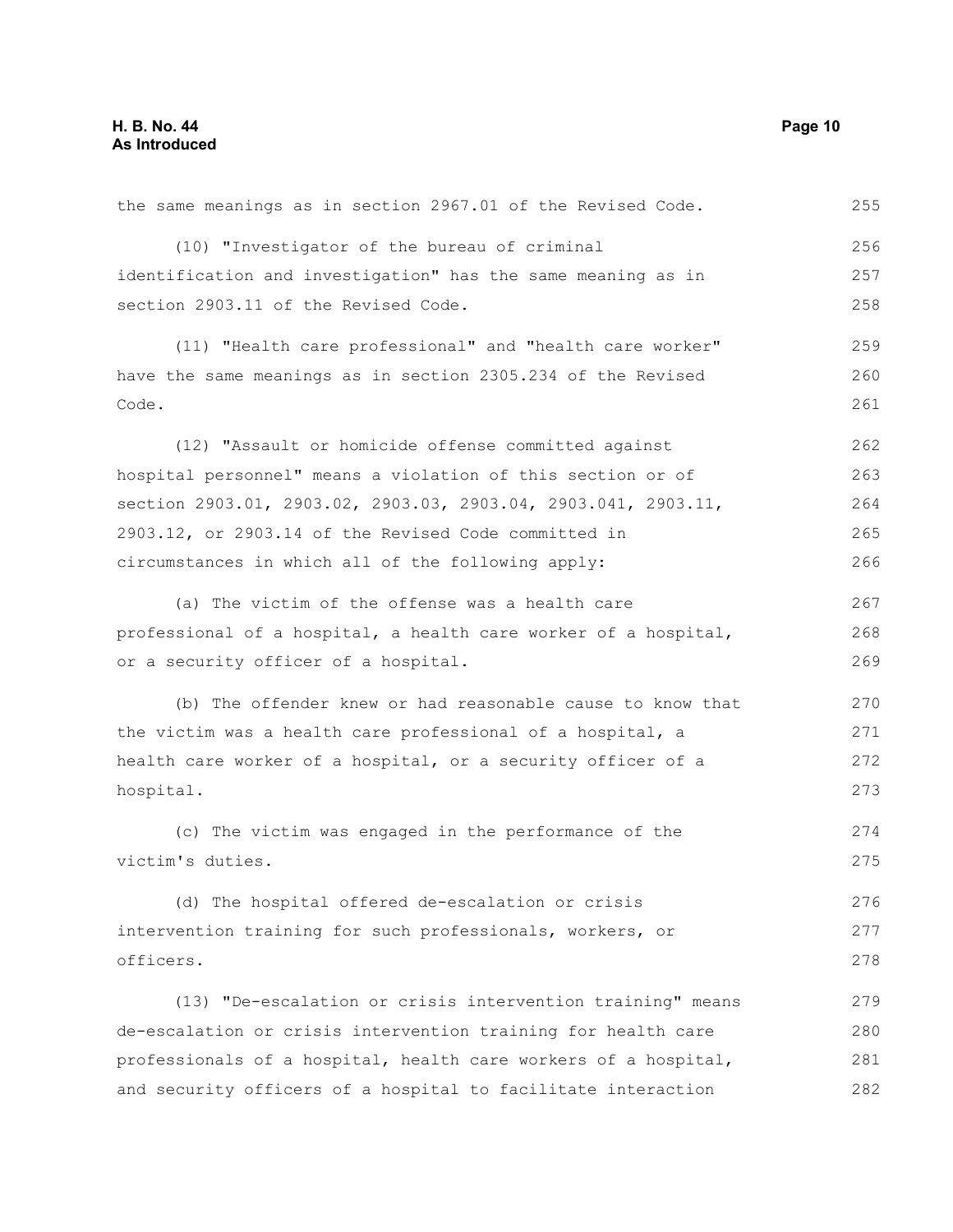the same meanings as in section 2967.01 of the Revised Code.

(10) "Investigator of the bureau of criminal identification and investigation" has the same meaning as in section 2903.11 of the Revised Code.

(11) "Health care professional" and "health care worker" have the same meanings as in section 2305.234 of the Revised Code.

(12) "Assault or homicide offense committed against hospital personnel" means a violation of this section or of section 2903.01, 2903.02, 2903.03, 2903.04, 2903.041, 2903.11, 2903.12, or 2903.14 of the Revised Code committed in circumstances in which all of the following apply:

(a) The victim of the offense was a health care professional of a hospital, a health care worker of a hospital, or a security officer of a hospital.

(b) The offender knew or had reasonable cause to know that the victim was a health care professional of a hospital, a health care worker of a hospital, or a security officer of a hospital.

(c) The victim was engaged in the performance of the victim's duties.

(d) The hospital offered de-escalation or crisis intervention training for such professionals, workers, or officers.

(13) "De-escalation or crisis intervention training" means de-escalation or crisis intervention training for health care professionals of a hospital, health care workers of a hospital, and security officers of a hospital to facilitate interaction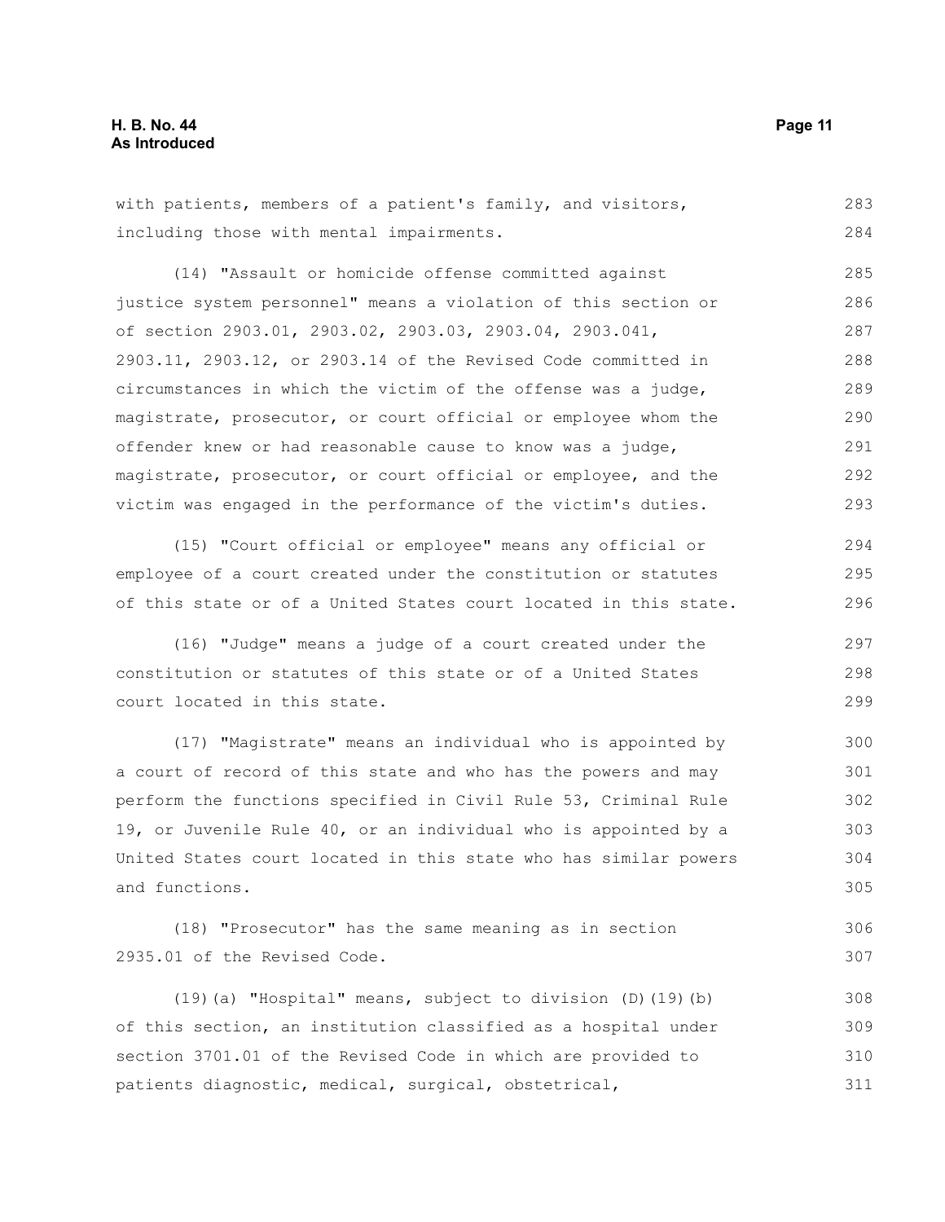with patients, members of a patient's family, and visitors, including those with mental impairments.

(14) "Assault or homicide offense committed against justice system personnel" means a violation of this section or of section 2903.01, 2903.02, 2903.03, 2903.04, 2903.041, 2903.11, 2903.12, or 2903.14 of the Revised Code committed in circumstances in which the victim of the offense was a judge, magistrate, prosecutor, or court official or employee whom the offender knew or had reasonable cause to know was a judge, magistrate, prosecutor, or court official or employee, and the victim was engaged in the performance of the victim's duties.

(15) "Court official or employee" means any official or employee of a court created under the constitution or statutes of this state or of a United States court located in this state.

(16) "Judge" means a judge of a court created under the constitution or statutes of this state or of a United States court located in this state.

(17) "Magistrate" means an individual who is appointed by a court of record of this state and who has the powers and may perform the functions specified in Civil Rule 53, Criminal Rule 19, or Juvenile Rule 40, or an individual who is appointed by a United States court located in this state who has similar powers and functions.

(18) "Prosecutor" has the same meaning as in section 2935.01 of the Revised Code.

(19)(a) "Hospital" means, subject to division (D)(19)(b) of this section, an institution classified as a hospital under section 3701.01 of the Revised Code in which are provided to patients diagnostic, medical, surgical, obstetrical,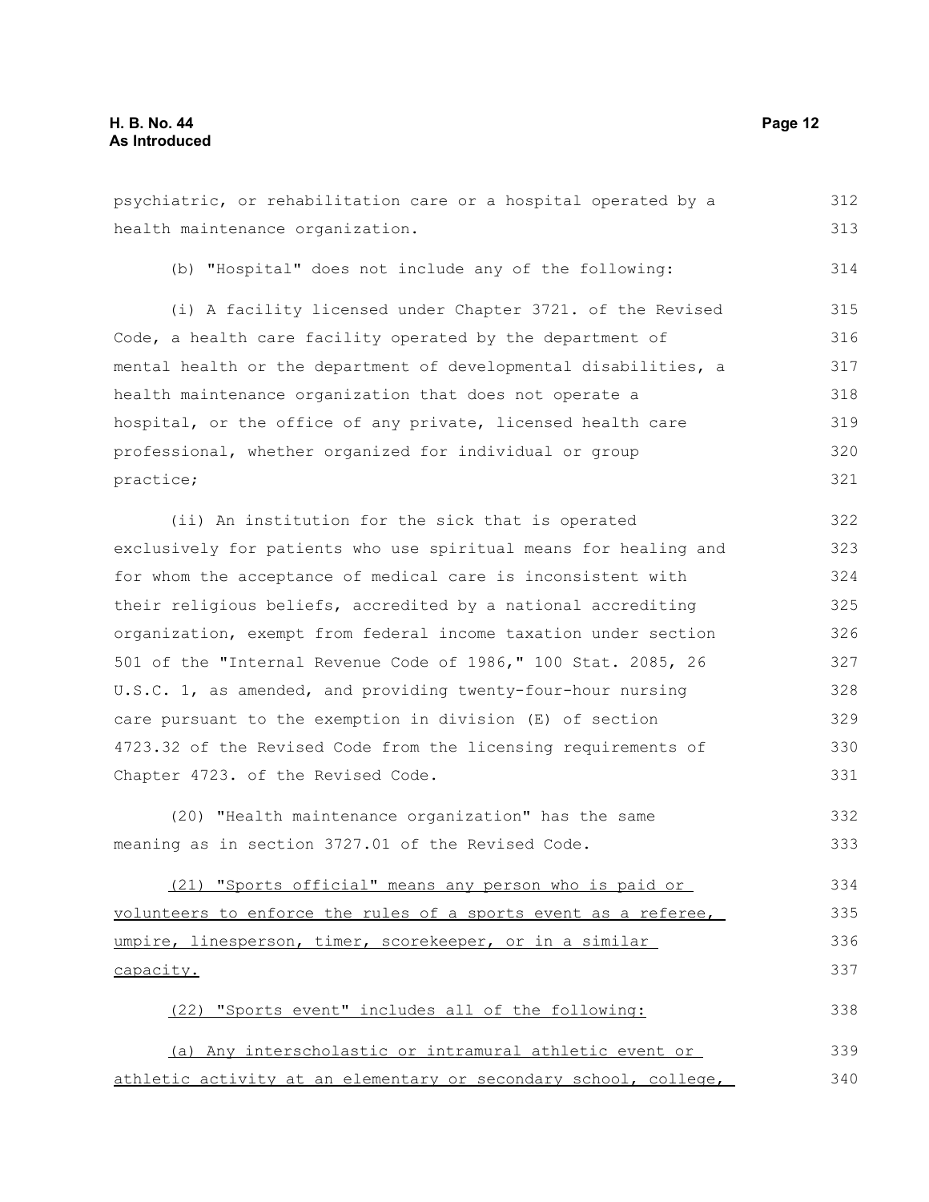psychiatric, or rehabilitation care or a hospital operated by a health maintenance organization.

(b) "Hospital" does not include any of the following:

(i) A facility licensed under Chapter 3721. of the Revised Code, a health care facility operated by the department of mental health or the department of developmental disabilities, a health maintenance organization that does not operate a hospital, or the office of any private, licensed health care professional, whether organized for individual or group practice;

(ii) An institution for the sick that is operated exclusively for patients who use spiritual means for healing and for whom the acceptance of medical care is inconsistent with their religious beliefs, accredited by a national accrediting organization, exempt from federal income taxation under section 501 of the "Internal Revenue Code of 1986," 100 Stat. 2085, 26 U.S.C. 1, as amended, and providing twenty-four-hour nursing care pursuant to the exemption in division (E) of section 4723.32 of the Revised Code from the licensing requirements of Chapter 4723. of the Revised Code.

(20) "Health maintenance organization" has the same meaning as in section 3727.01 of the Revised Code.

<u>(21) "Sports official" means any person who is paid or volunteers to enforce the rules of a sports event as a referee, umpire, linesperson, timer, scorekeeper, or in a similar capacity.</u>

<u>(22) "Sports event" includes all of the following:</u>

<u>(a) Any interscholastic or intramural athletic event or athletic activity at an elementary or secondary school, college,</u>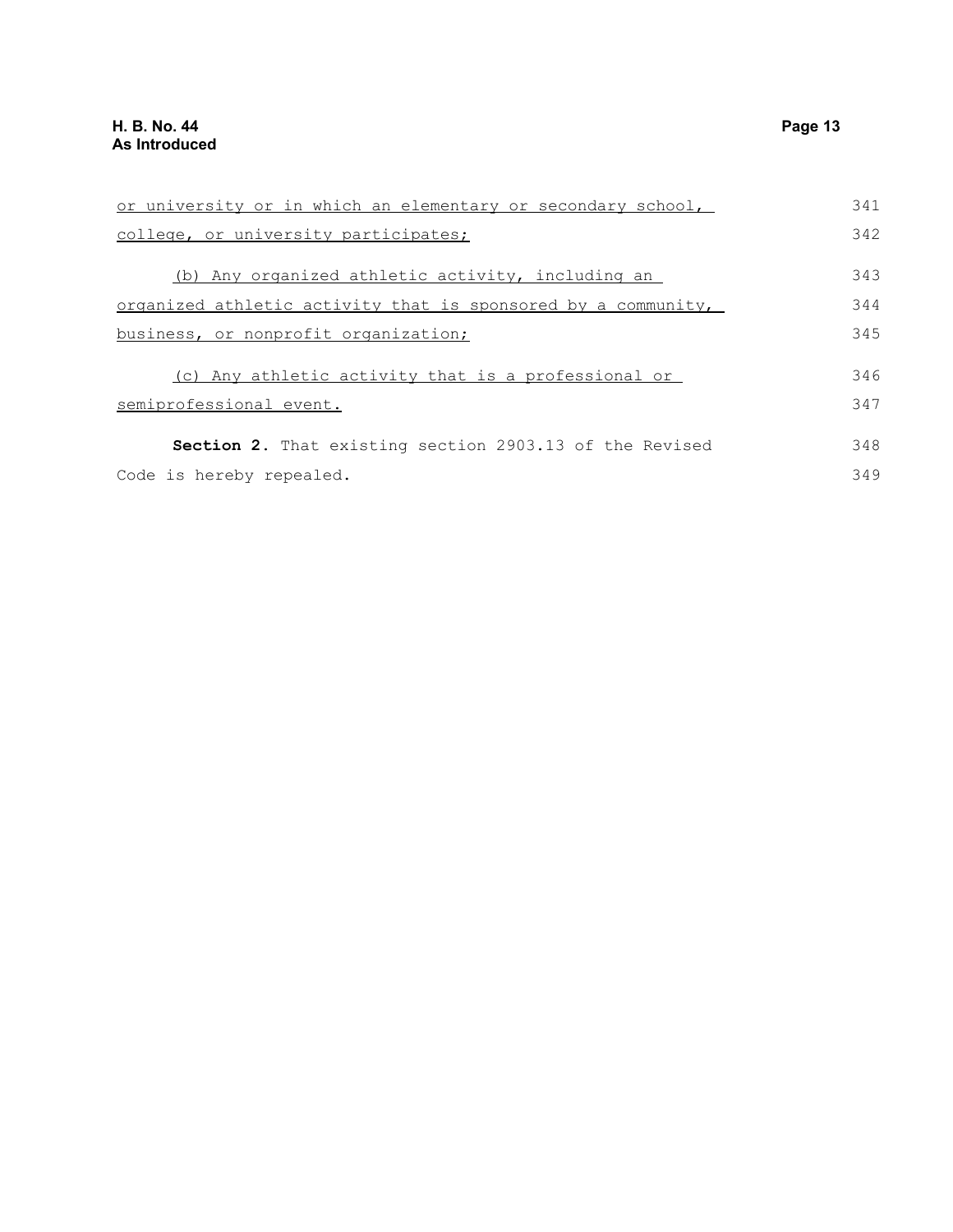or university or in which an elementary or secondary school, college, or university participates;

(b) Any organized athletic activity, including an organized athletic activity that is sponsored by a community, business, or nonprofit organization;

(c) Any athletic activity that is a professional or semiprofessional event.

**Section 2.** That existing section 2903.13 of the Revised Code is hereby repealed.